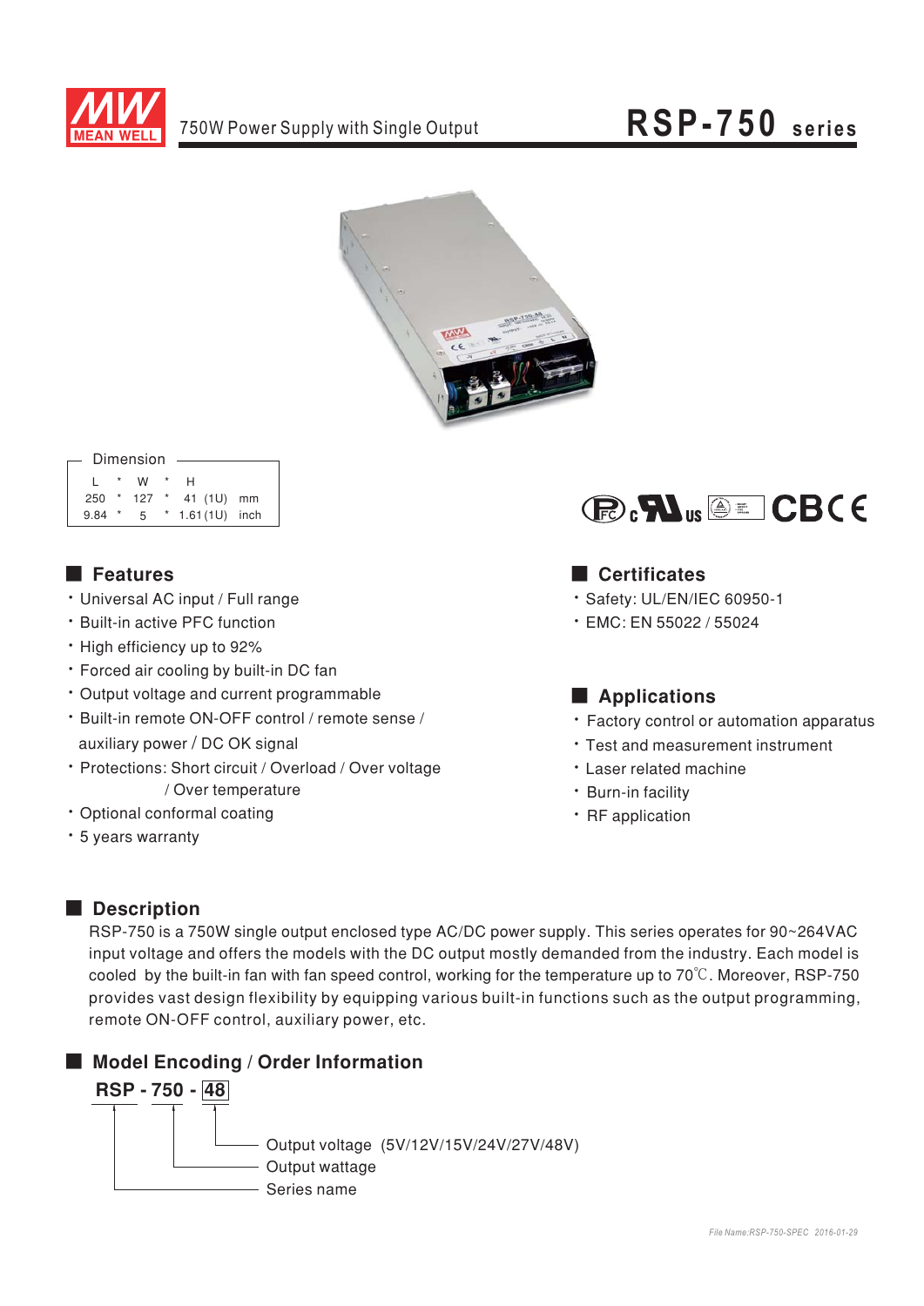# 750W Power Supply with Single Output

## RSP-750 series

| Dimension | | | | | | |
|---|---|---|---|---|---|---|
| L | * | W | * | H | | |
| 250 | * | 127 | * | 41 (1U) | mm | |
| 9.84 | * | 5 | * | 1.61 (1U) | inch | |

CB CE

## Features

- Universal AC input / Full range
- Built-in active PFC function
- High efficiency up to 92%
- Forced air cooling by built-in DC fan
- Output voltage and current programmable
- Built-in remote ON-OFF control / remote sense / auxiliary power / DC OK signal
- Protections: Short circuit / Overload / Over voltage / Over temperature
- Optional conformal coating
- 5 years warranty

## Certificates

- Safety: UL/EN/IEC 60950-1
- EMC: EN 55022 / 55024

## Applications

- Factory control or automation apparatus
- Test and measurement instrument
- Laser related machine
- Burn-in facility
- RF application

## Description

RSP-750 is a 750W single output enclosed type AC/DC power supply. This series operates for 90~264VAC input voltage and offers the models with the DC output mostly demanded from the industry. Each model is cooled by the built-in fan with fan speed control, working for the temperature up to 70℃. Moreover, RSP-750 provides vast design flexibility by equipping various built-in functions such as the output programming, remote ON-OFF control, auxiliary power, etc.

## Model Encoding / Order Information

**RSP - 750 - 48**

- 48: Output voltage (5V/12V/15V/24V/27V/48V)
- 750: Output wattage
- RSP: Series name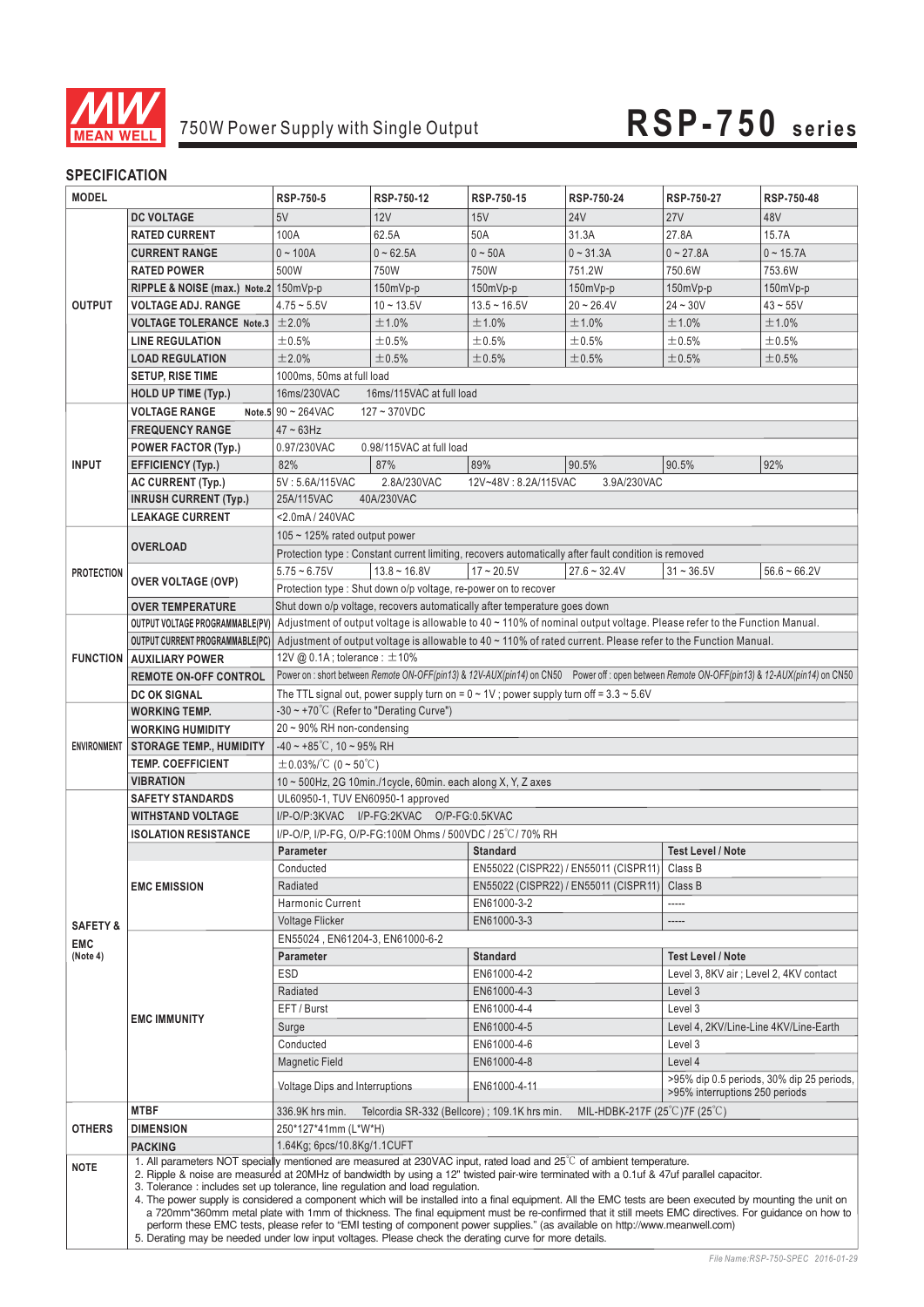# 750W Power Supply with Single Output

# RSP-750 series

## SPECIFICATION

| MODEL | | RSP-750-5 | RSP-750-12 | RSP-750-15 | RSP-750-24 | RSP-750-27 | RSP-750-48 |
|---|---|---|---|---|---|---|---|
| OUTPUT | DC VOLTAGE | 5V | 12V | 15V | 24V | 27V | 48V |
| | RATED CURRENT | 100A | 62.5A | 50A | 31.3A | 27.8A | 15.7A |
| | CURRENT RANGE | 0 ~ 100A | 0 ~ 62.5A | 0 ~ 50A | 0 ~ 31.3A | 0 ~ 27.8A | 0 ~ 15.7A |
| | RATED POWER | 500W | 750W | 750W | 751.2W | 750.6W | 753.6W |
| | RIPPLE & NOISE (max.) Note.2 | 150mVp-p | 150mVp-p | 150mVp-p | 150mVp-p | 150mVp-p | 150mVp-p |
| | VOLTAGE ADJ. RANGE | 4.75 ~ 5.5V | 10 ~ 13.5V | 13.5 ~ 16.5V | 20 ~ 26.4V | 24 ~ 30V | 43 ~ 55V |
| | VOLTAGE TOLERANCE Note.3 | ±2.0% | ±1.0% | ±1.0% | ±1.0% | ±1.0% | ±1.0% |
| | LINE REGULATION | ±0.5% | ±0.5% | ±0.5% | ±0.5% | ±0.5% | ±0.5% |
| | LOAD REGULATION | ±2.0% | ±0.5% | ±0.5% | ±0.5% | ±0.5% | ±0.5% |
| | SETUP, RISE TIME | 1000ms, 50ms at full load | | | | | |
| | HOLD UP TIME (Typ.) | 16ms/230VAC 16ms/115VAC at full load | | | | | |
| INPUT | VOLTAGE RANGE Note.5 | 90 ~ 264VAC 127 ~ 370VDC | | | | | |
| | FREQUENCY RANGE | 47 ~ 63Hz | | | | | |
| | POWER FACTOR (Typ.) | 0.97/230VAC 0.98/115VAC at full load | | | | | |
| | EFFICIENCY (Typ.) | 82% | 87% | 89% | 90.5% | 90.5% | 92% |
| | AC CURRENT (Typ.) | 5V : 5.6A/115VAC 2.8A/230VAC | | 12V~48V : 8.2A/115VAC 3.9A/230VAC | | | |
| | INRUSH CURRENT (Typ.) | 25A/115VAC 40A/230VAC | | | | | |
| | LEAKAGE CURRENT | <2.0mA / 240VAC | | | | | |
| PROTECTION | OVERLOAD | 105 ~ 125% rated output power | | | | | |
| | | Protection type : Constant current limiting, recovers automatically after fault condition is removed | | | | | |
| | OVER VOLTAGE (OVP) | 5.75 ~ 6.75V | 13.8 ~ 16.8V | 17 ~ 20.5V | 27.6 ~ 32.4V | 31 ~ 36.5V | 56.6 ~ 66.2V |
| | | Protection type : Shut down o/p voltage, re-power on to recover | | | | | |
| | OVER TEMPERATURE | Shut down o/p voltage, recovers automatically after temperature goes down | | | | | |
| FUNCTION | OUTPUT VOLTAGE PROGRAMMABLE(PV) | Adjustment of output voltage is allowable to 40 ~ 110% of nominal output voltage. Please refer to the Function Manual. | | | | | |
| | OUTPUT CURRENT PROGRAMMABLE(PC) | Adjustment of output voltage is allowable to 40 ~ 110% of rated current. Please refer to the Function Manual. | | | | | |
| | AUXILIARY POWER | 12V @ 0.1A ; tolerance : ±10% | | | | | |
| | REMOTE ON-OFF CONTROL | Power on : short between *Remote ON-OFF(pin13) & 12V-AUX(pin14)* on CN50 Power off : open between *Remote ON-OFF(pin13) & 12-AUX(pin14)* on CN50 | | | | | |
| | DC OK SIGNAL | The TTL signal out, power supply turn on = 0 ~ 1V ; power supply turn off = 3.3 ~ 5.6V | | | | | |
| ENVIRONMENT | WORKING TEMP. | -30 ~ +70℃ (Refer to "Derating Curve") | | | | | |
| | WORKING HUMIDITY | 20 ~ 90% RH non-condensing | | | | | |
| | STORAGE TEMP., HUMIDITY | -40 ~ +85℃, 10 ~ 95% RH | | | | | |
| | TEMP. COEFFICIENT | ±0.03%/℃ (0 ~ 50℃) | | | | | |
| | VIBRATION | 10 ~ 500Hz, 2G 10min./1cycle, 60min. each along X, Y, Z axes | | | | | |
| SAFETY & EMC (Note 4) | SAFETY STANDARDS | UL60950-1, TUV EN60950-1 approved | | | | | |
| | WITHSTAND VOLTAGE | I/P-O/P:3KVAC I/P-FG:2KVAC O/P-FG:0.5KVAC | | | | | |
| | ISOLATION RESISTANCE | I/P-O/P, I/P-FG, O/P-FG:100M Ohms / 500VDC / 25℃/ 70% RH | | | | | |
| | EMC EMISSION | Parameter | | Standard | | Test Level / Note | |
| | | Conducted | | EN55022 (CISPR22) / EN55011 (CISPR11) | | Class B | |
| | | Radiated | | EN55022 (CISPR22) / EN55011 (CISPR11) | | Class B | |
| | | Harmonic Current | | EN61000-3-2 | | ----- | |
| | | Voltage Flicker | | EN61000-3-3 | | ----- | |
| | EMC IMMUNITY | EN55024 , EN61204-3, EN61000-6-2 | | | | | |
| | | Parameter | | Standard | | Test Level / Note | |
| | | ESD | | EN61000-4-2 | | Level 3, 8KV air ; Level 2, 4KV contact | |
| | | Radiated | | EN61000-4-3 | | Level 3 | |
| | | EFT / Burst | | EN61000-4-4 | | Level 3 | |
| | | Surge | | EN61000-4-5 | | Level 4, 2KV/Line-Line 4KV/Line-Earth | |
| | | Conducted | | EN61000-4-6 | | Level 3 | |
| | | Magnetic Field | | EN61000-4-8 | | Level 4 | |
| | | Voltage Dips and Interruptions | | EN61000-4-11 | | >95% dip 0.5 periods, 30% dip 25 periods, >95% interruptions 250 periods | |
| OTHERS | MTBF | 336.9K hrs min. Telcordia SR-332 (Bellcore) ; 109.1K hrs min. MIL-HDBK-217F (25℃)7F (25℃) | | | | | |
| | DIMENSION | 250*127*41mm (L*W*H) | | | | | |
| | PACKING | 1.64Kg; 6pcs/10.8Kg/1.1CUFT | | | | | |

**NOTE**

1. All parameters NOT specially mentioned are measured at 230VAC input, rated load and 25℃ of ambient temperature.
2. Ripple & noise are measured at 20MHz of bandwidth by using a 12" twisted pair-wire terminated with a 0.1uf & 47uf parallel capacitor.
3. Tolerance : includes set up tolerance, line regulation and load regulation.
4. The power supply is considered a component which will be installed into a final equipment. All the EMC tests are been executed by mounting the unit on a 720mm*360mm metal plate with 1mm of thickness. The final equipment must be re-confirmed that it still meets EMC directives. For guidance on how to perform these EMC tests, please refer to "EMI testing of component power supplies." (as available on http://www.meanwell.com)
5. Derating may be needed under low input voltages. Please check the derating curve for more details.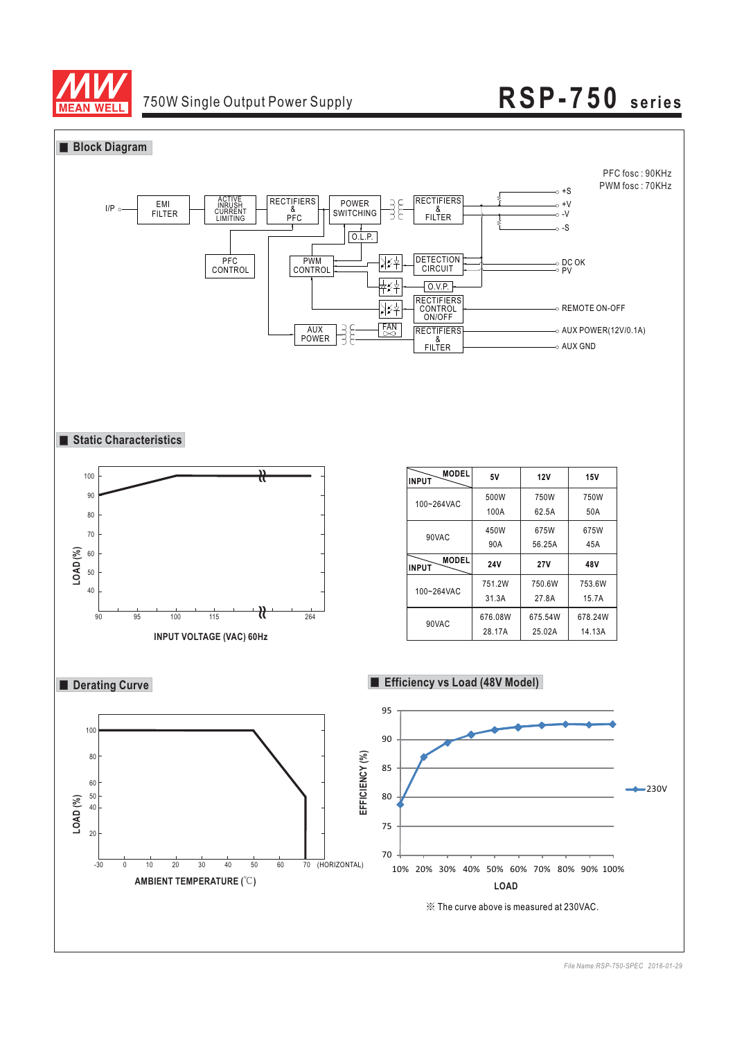750W Single Output Power Supply

# RSP-750 series

## Block Diagram

PFC fosc : 90KHz
PWM fosc : 70KHz

I/P, EMI FILTER, ACTIVE INRUSH CURRENT LIMITING, RECTIFIERS & PFC, POWER SWITCHING, RECTIFIERS & FILTER, +S, +V, -V, -S, O.L.P., PFC CONTROL, PWM CONTROL, DETECTION CIRCUIT, DC OK, PV, O.V.P., RECTIFIERS CONTROL ON/OFF, REMOTE ON-OFF, AUX POWER, FAN, RECTIFIERS & FILTER, AUX POWER(12V/0.1A), AUX GND

## Static Characteristics

LOAD (%) vs INPUT VOLTAGE (VAC) 60Hz

| INPUT \ MODEL | 5V | 12V | 15V |
|---|---|---|---|
| 100~264VAC | 500W 100A | 750W 62.5A | 750W 50A |
| 90VAC | 450W 90A | 675W 56.25A | 675W 45A |
| **INPUT \ MODEL** | **24V** | **27V** | **48V** |
| 100~264VAC | 751.2W 31.3A | 750.6W 27.8A | 753.6W 15.7A |
| 90VAC | 676.08W 28.17A | 675.54W 25.02A | 678.24W 14.13A |

## Derating Curve

LOAD (%) vs AMBIENT TEMPERATURE (℃) (HORIZONTAL)

## Efficiency vs Load (48V Model)

EFFICIENCY (%) vs LOAD — 230V

※ The curve above is measured at 230VAC.

File Name:RSP-750-SPEC 2016-01-29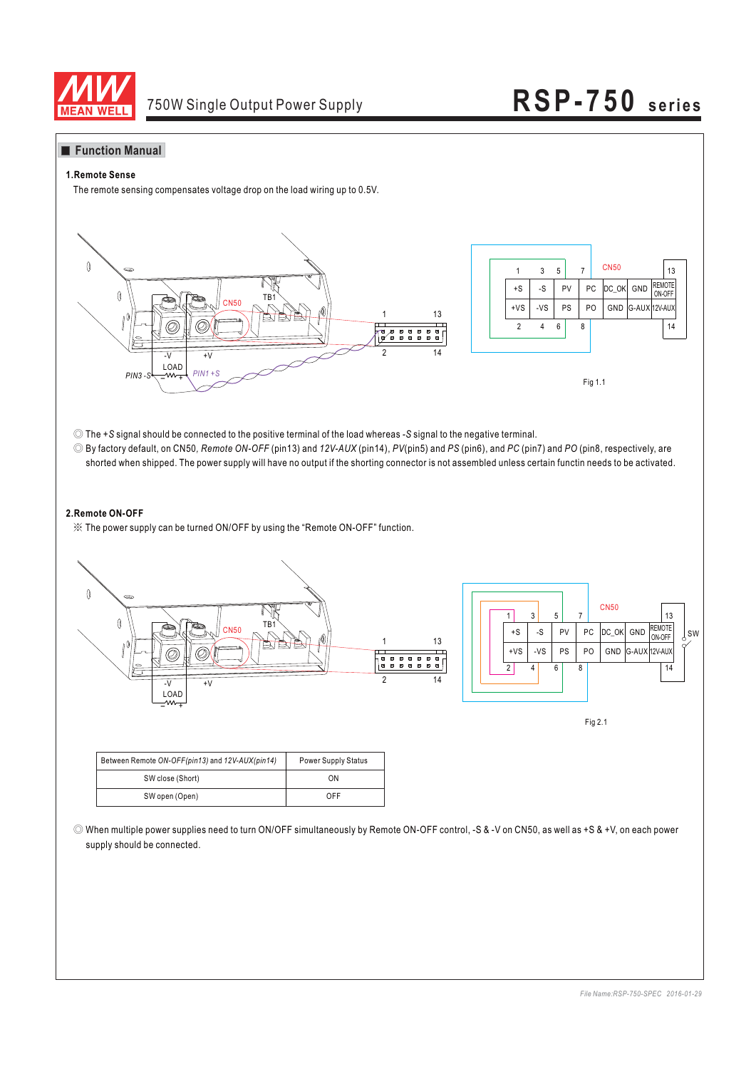## Function Manual

### 1.Remote Sense

The remote sensing compensates voltage drop on the load wiring up to 0.5V.

| 1 | 3 | 5 | 7 | | | 13 |
|---|---|---|---|---|---|---|
| +S | -S | PV | PC | DC_OK | GND | REMOTE ON-OFF |
| +VS | -VS | PS | PO | GND | G-AUX | 12V-AUX |
| 2 | 4 | 6 | 8 | | | 14 |

Fig 1.1

◎ The *+S* signal should be connected to the positive terminal of the load whereas *-S* signal to the negative terminal.

◎ By factory default, on CN50, *Remote ON-OFF* (pin13) and *12V-AUX* (pin14), *PV*(pin5) and *PS* (pin6), and *PC* (pin7) and *PO* (pin8, respectively, are shorted when shipped. The power supply will have no output if the shorting connector is not assembled unless certain functin needs to be activated.

### 2.Remote ON-OFF

※ The power supply can be turned ON/OFF by using the "Remote ON-OFF" function.

| 1 | 3 | 5 | 7 | | | 13 |
|---|---|---|---|---|---|---|
| +S | -S | PV | PC | DC_OK | GND | REMOTE ON-OFF |
| +VS | -VS | PS | PO | GND | G-AUX | 12V-AUX |
| 2 | 4 | 6 | 8 | | | 14 |

Fig 2.1

| Between Remote *ON-OFF(pin13)* and *12V-AUX(pin14)* | Power Supply Status |
|---|---|
| SW close (Short) | ON |
| SW open (Open) | OFF |

◎ When multiple power supplies need to turn ON/OFF simultaneously by Remote ON-OFF control, -S & -V on CN50, as well as +S & +V, on each power supply should be connected.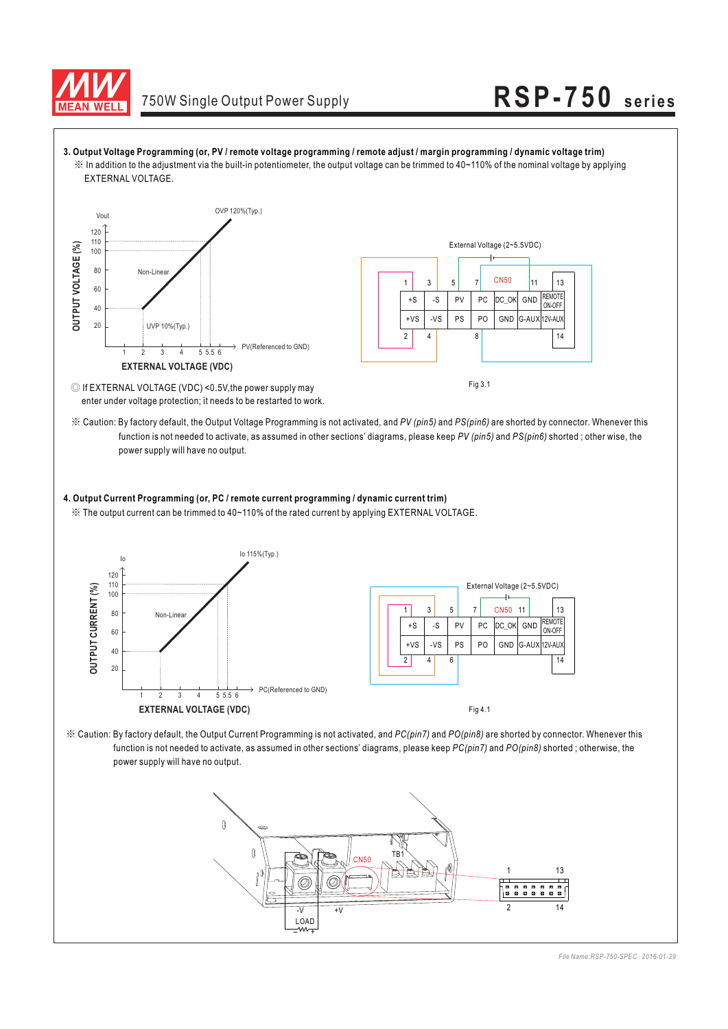### 3. Output Voltage Programming (or, PV / remote voltage programming / remote adjust / margin programming / dynamic voltage trim)

※ In addition to the adjustment via the built-in potentiometer, the output voltage can be trimmed to 40~110% of the nominal voltage by applying EXTERNAL VOLTAGE.

◎ If EXTERNAL VOLTAGE (VDC) <0.5V,the power supply may enter under voltage protection; it needs to be restarted to work.

Fig 3.1

※ Caution: By factory default, the Output Voltage Programming is not activated, and *PV (pin5)* and *PS(pin6)* are shorted by connector. Whenever this function is not needed to activate, as assumed in other sections' diagrams, please keep *PV (pin5)* and *PS(pin6)* shorted ; other wise, the power supply will have no output.

### 4. Output Current Programming (or, PC / remote current programming / dynamic current trim)

※ The output current can be trimmed to 40~110% of the rated current by applying EXTERNAL VOLTAGE.

Fig 4.1

※ Caution: By factory default, the Output Current Programming is not activated, and *PC(pin7)* and *PO(pin8)* are shorted by connector. Whenever this function is not needed to activate, as assumed in other sections' diagrams, please keep *PC(pin7)* and *PO(pin8)* shorted ; otherwise, the power supply will have no output.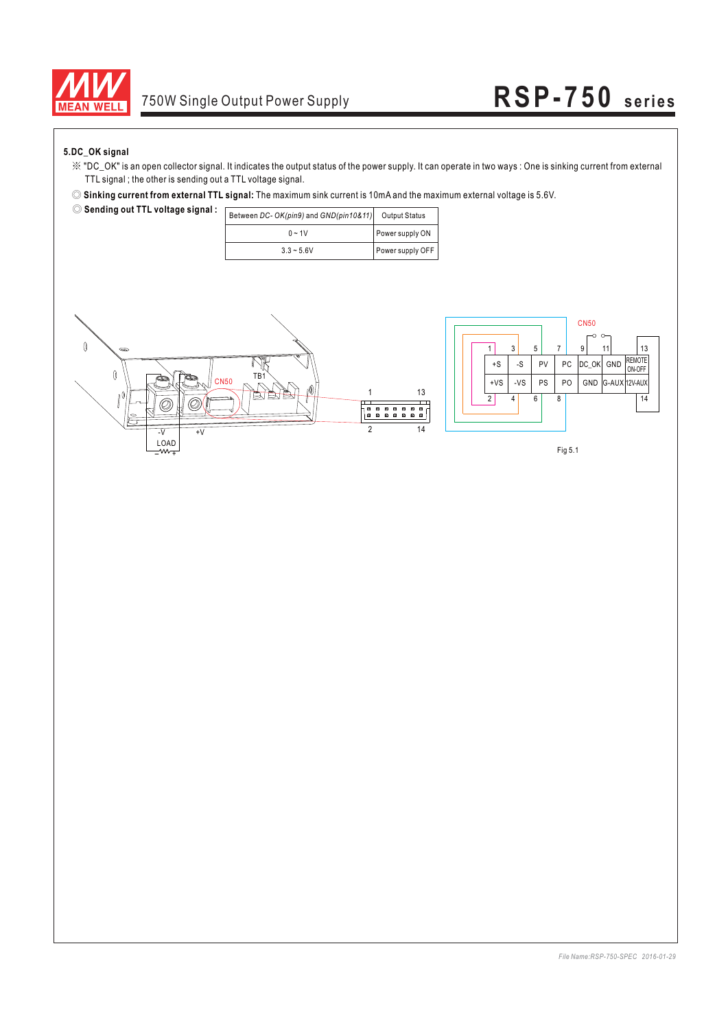### 5.DC_OK signal

※ "DC_OK" is an open collector signal. It indicates the output status of the power supply. It can operate in two ways : One is sinking current from external TTL signal ; the other is sending out a TTL voltage signal.

◎ **Sinking current from external TTL signal:** The maximum sink current is 10mA and the maximum external voltage is 5.6V.

◎ **Sending out TTL voltage signal :**

| Between *DC- OK(pin9)* and *GND(pin10&11)* | Output Status |
|---|---|
| 0 ~ 1V | Power supply ON |
| 3.3 ~ 5.6V | Power supply OFF |

Fig 5.1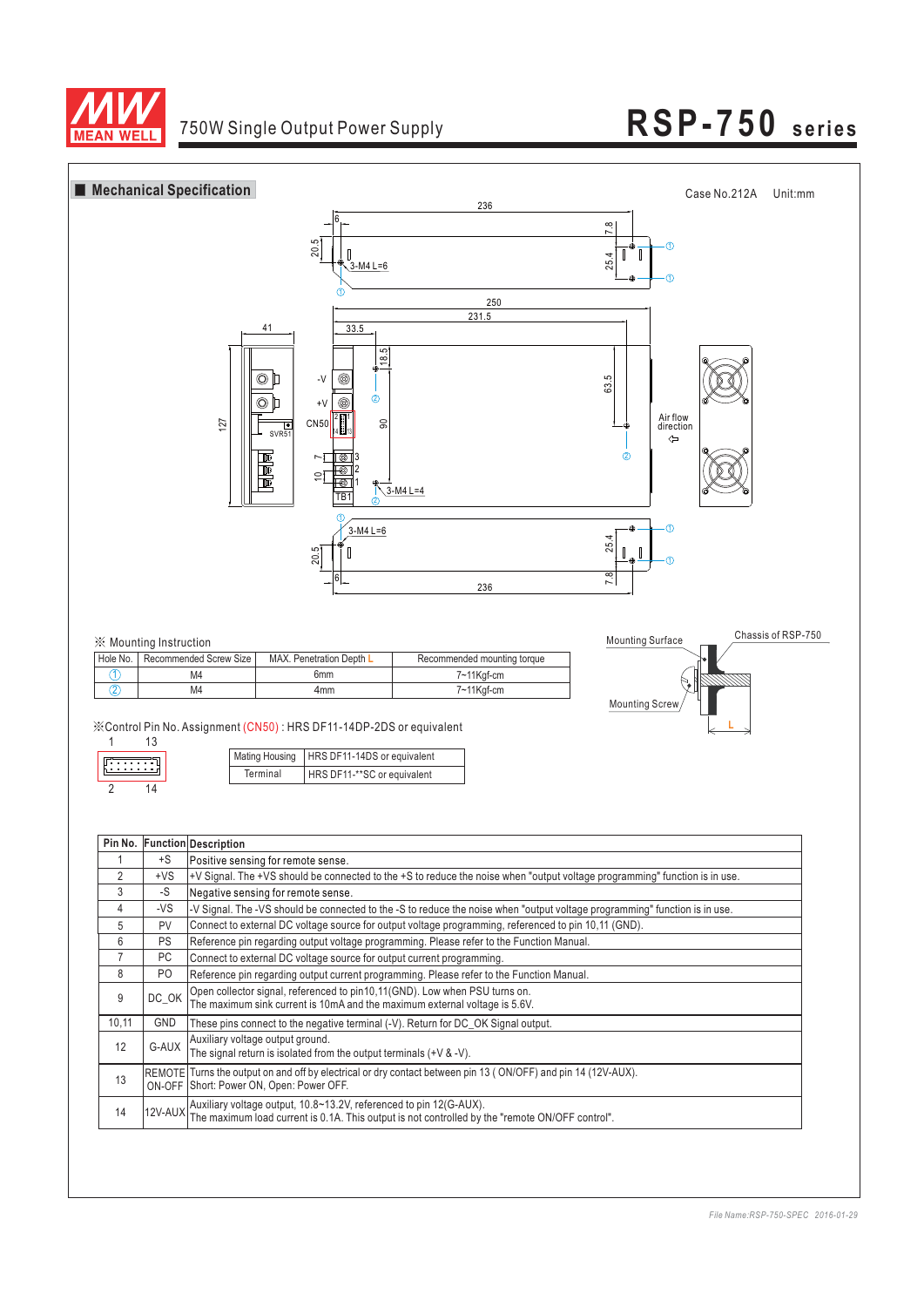■ **Mechanical Specification**

Case No.212A    Unit:mm

※ Mounting Instruction

| Hole No. | Recommended Screw Size | MAX. Penetration Depth L | Recommended mounting torque |
|---|---|---|---|
| ① | M4 | 6mm | 7~11Kgf-cm |
| ② | M4 | 4mm | 7~11Kgf-cm |

※Control Pin No. Assignment (CN50) : HRS DF11-14DP-2DS or equivalent

| Mating Housing | HRS DF11-14DS or equivalent |
|---|---|
| Terminal | HRS DF11-**SC or equivalent |

| Pin No. | Function | Description |
|---|---|---|
| 1 | +S | Positive sensing for remote sense. |
| 2 | +VS | +V Signal. The +VS should be connected to the +S to reduce the noise when "output voltage programming" function is in use. |
| 3 | -S | Negative sensing for remote sense. |
| 4 | -VS | -V Signal. The -VS should be connected to the -S to reduce the noise when "output voltage programming" function is in use. |
| 5 | PV | Connect to external DC voltage source for output voltage programming, referenced to pin 10,11 (GND). |
| 6 | PS | Reference pin regarding output voltage programming. Please refer to the Function Manual. |
| 7 | PC | Connect to external DC voltage source for output current programming. |
| 8 | PO | Reference pin regarding output current programming. Please refer to the Function Manual. |
| 9 | DC_OK | Open collector signal, referenced to pin10,11(GND). Low when PSU turns on. The maximum sink current is 10mA and the maximum external voltage is 5.6V. |
| 10,11 | GND | These pins connect to the negative terminal (-V). Return for DC_OK Signal output. |
| 12 | G-AUX | Auxiliary voltage output ground. The signal return is isolated from the output terminals (+V & -V). |
| 13 | REMOTE ON-OFF | Turns the output on and off by electrical or dry contact between pin 13 ( ON/OFF) and pin 14 (12V-AUX). Short: Power ON, Open: Power OFF. |
| 14 | 12V-AUX | Auxiliary voltage output, 10.8~13.2V, referenced to pin 12(G-AUX). The maximum load current is 0.1A. This output is not controlled by the "remote ON/OFF control". |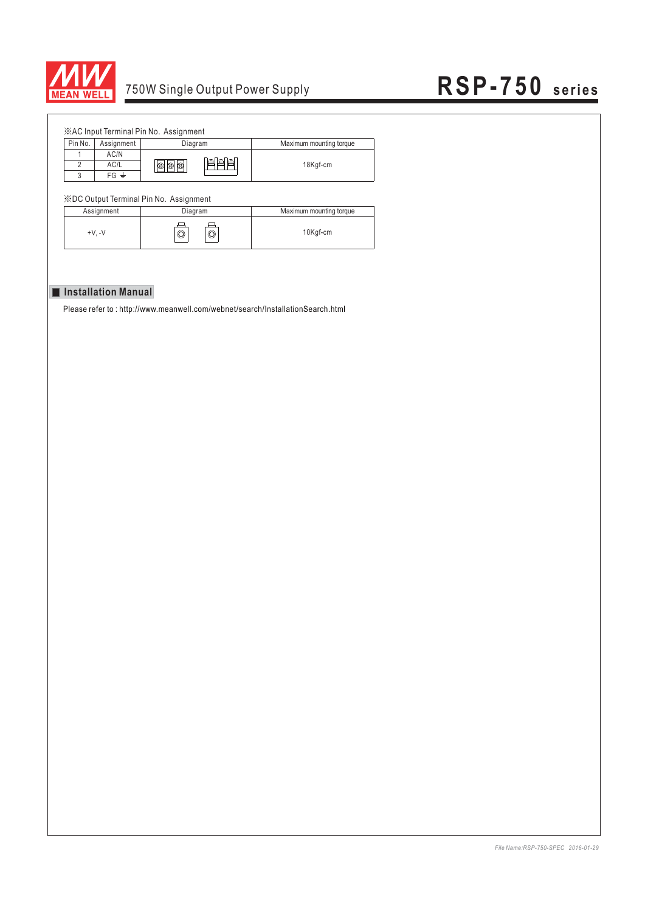※AC Input Terminal Pin No. Assignment

| Pin No. | Assignment | Diagram | Maximum mounting torque |
|---|---|---|---|
| 1 | AC/N | | 18Kgf-cm |
| 2 | AC/L | | |
| 3 | FG ⏚ | | |

※DC Output Terminal Pin No. Assignment

| Assignment | Diagram | Maximum mounting torque |
|---|---|---|
| +V, -V | | 10Kgf-cm |

## Installation Manual

Please refer to : http://www.meanwell.com/webnet/search/InstallationSearch.html